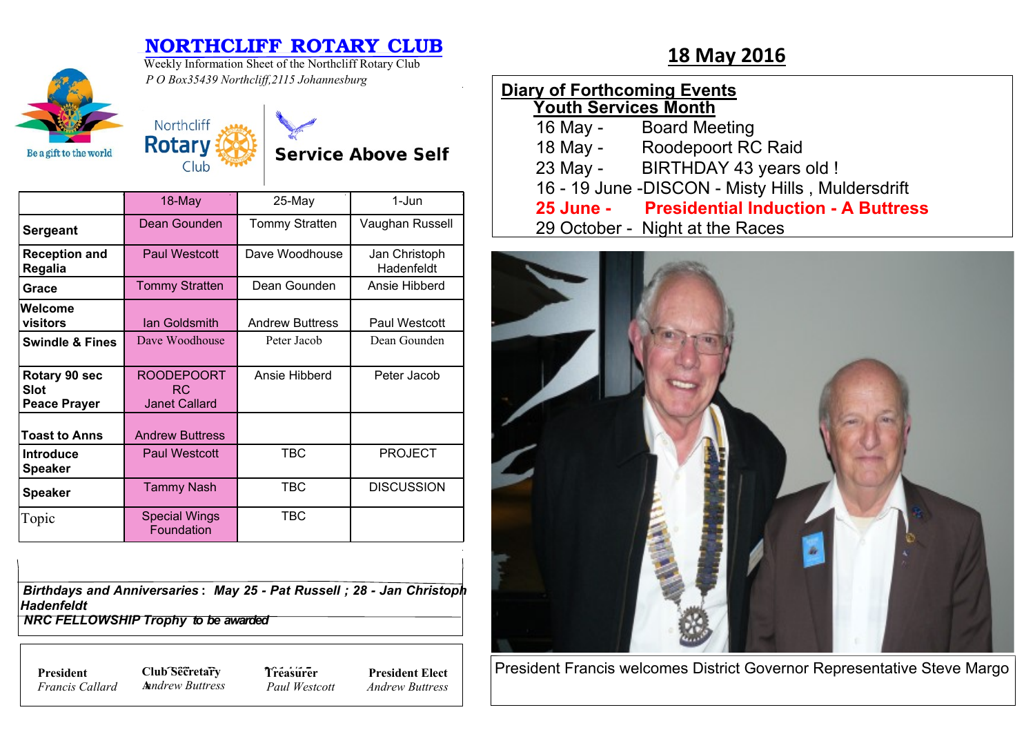# NORTHCLIFF ROTARY CLUB

Weekly Information Sheet of the Northcliff Rotary Club

*P O Box35439 Northcliff,2115 Johannesburg*

Be a gift to the world

Northcliff Rotary Club

**Service Above Self**

## 18 May 2016

|  | 18-May | 25-May | 1-Jun |
|---|---|---|---|
| **Sergeant** | Dean Gounden | Tommy Stratten | Vaughan Russell |
| **Reception and Regalia** | Paul Westcott | Dave Woodhouse | Jan Christoph Hadenfeldt |
| **Grace** | Tommy Stratten | Dean Gounden | Ansie Hibberd |
| **Welcome visitors** | Ian Goldsmith | Andrew Buttress | Paul Westcott |
| **Swindle & Fines** | Dave Woodhouse | Peter Jacob | Dean Gounden |
| **Rotary 90 sec Slot Peace Prayer** | ROODEPOORT RC Janet Callard | Ansie Hibberd | Peter Jacob |
| **Toast to Anns** | Andrew Buttress |  |  |
| **Introduce Speaker** | Paul Westcott | TBC | PROJECT |
| **Speaker** | Tammy Nash | TBC | DISCUSSION |
| Topic | Special Wings Foundation | TBC |  |

***Birthdays and Anniversaries**: May 25 - Pat Russell ; 28 - Jan Christoph Hadenfeldt*

***NRC FELLOWSHIP Trophy** to be awarded*

| **President** | **Club Secretary** | **Treasurer** | **President Elect** |
|---|---|---|---|
| *Francis Callard* | *Andrew Buttress* | *Paul Westcott* | *Andrew Buttress* |

## Diary of Forthcoming Events

### Youth Services Month

- 16 May - Board Meeting
- 18 May - Roodepoort RC Raid
- 23 May - BIRTHDAY 43 years old !
- 16 - 19 June -DISCON - Misty Hills , Muldersdrift
- **25 June - Presidential Induction - A Buttress**
- 29 October - Night at the Races

President Francis welcomes District Governor Representative Steve Margo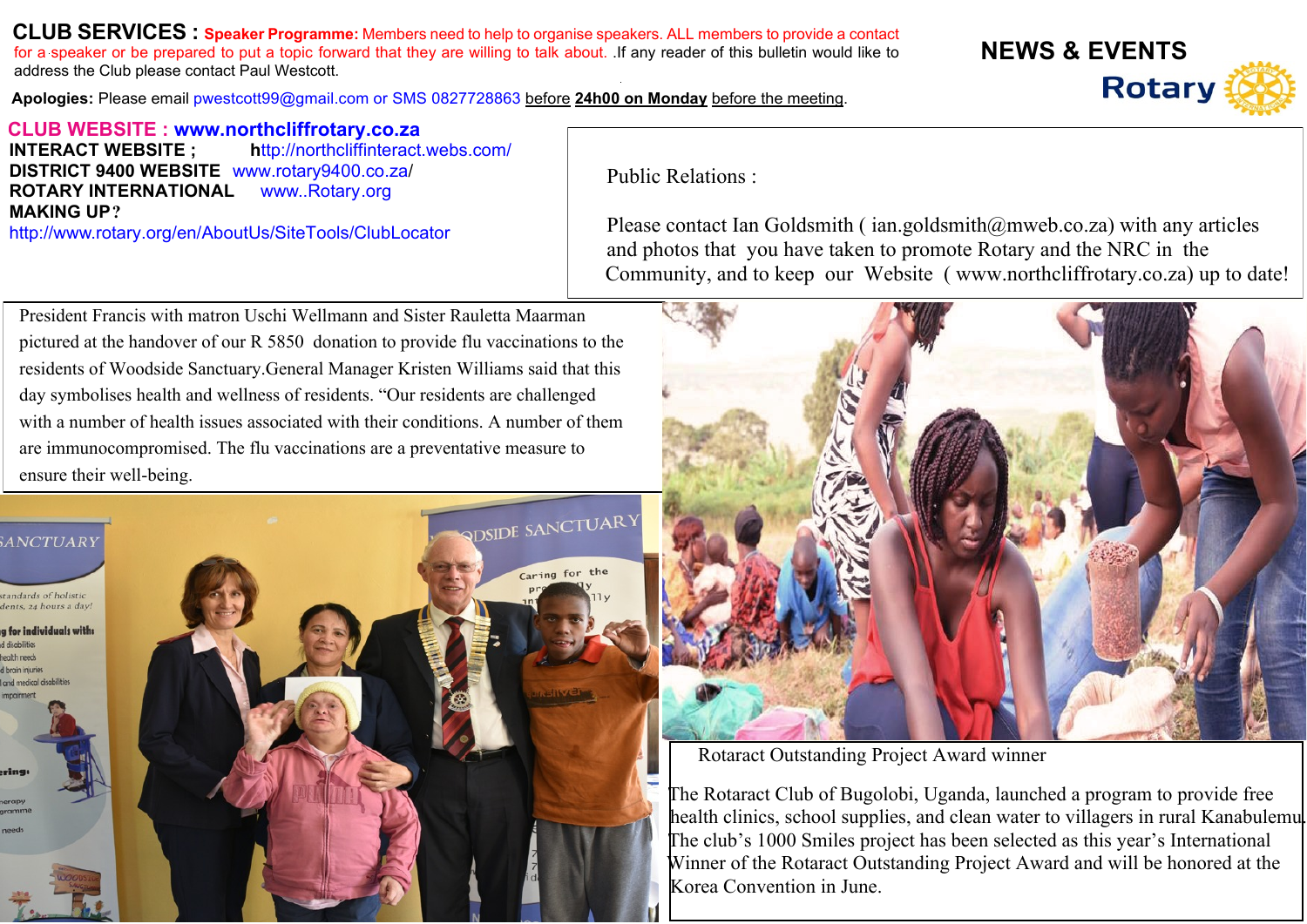**CLUB SERVICES : Speaker Programme:** Members need to help to organise speakers. ALL members to provide a contact for a speaker or be prepared to put a topic forward that they are willing to talk about. .If any reader of this bulletin would like to address the Club please contact Paul Westcott.

**Apologies:** Please email pwestcott99@gmail.com or SMS 0827728863 before **24h00 on Monday** before the meeting.

## NEWS & EVENTS

Rotary

**CLUB WEBSITE : www.northcliffrotary.co.za**

**INTERACT WEBSITE ;** http://northcliffinteract.webs.com/

**DISTRICT 9400 WEBSITE** www.rotary9400.co.za/

**ROTARY INTERNATIONAL** www..Rotary.org

**MAKING UP?**

http://www.rotary.org/en/AboutUs/SiteTools/ClubLocator

Public Relations :

Please contact Ian Goldsmith ( ian.goldsmith@mweb.co.za) with any articles and photos that you have taken to promote Rotary and the NRC in the Community, and to keep our Website ( www.northcliffrotary.co.za) up to date!

President Francis with matron Uschi Wellmann and Sister Rauletta Maarman pictured at the handover of our R 5850 donation to provide flu vaccinations to the residents of Woodside Sanctuary.General Manager Kristen Williams said that this day symbolises health and wellness of residents. “Our residents are challenged with a number of health issues associated with their conditions. A number of them are immunocompromised. The flu vaccinations are a preventative measure to ensure their well-being.

Rotaract Outstanding Project Award winner

The Rotaract Club of Bugolobi, Uganda, launched a program to provide free health clinics, school supplies, and clean water to villagers in rural Kanabulemu. The club’s 1000 Smiles project has been selected as this year’s International Winner of the Rotaract Outstanding Project Award and will be honored at the Korea Convention in June.